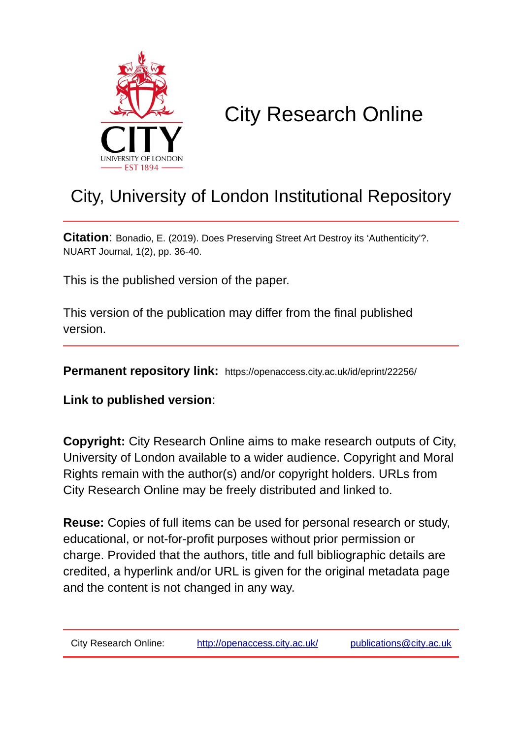CITY
UNIVERSITY OF LONDON
EST 1894

# City Research Online

## City, University of London Institutional Repository

**Citation**: Bonadio, E. (2019). Does Preserving Street Art Destroy its 'Authenticity'?. NUART Journal, 1(2), pp. 36-40.

This is the published version of the paper.

This version of the publication may differ from the final published version.

**Permanent repository link:** https://openaccess.city.ac.uk/id/eprint/22256/

**Link to published version**:

**Copyright:** City Research Online aims to make research outputs of City, University of London available to a wider audience. Copyright and Moral Rights remain with the author(s) and/or copyright holders. URLs from City Research Online may be freely distributed and linked to.

**Reuse:** Copies of full items can be used for personal research or study, educational, or not-for-profit purposes without prior permission or charge. Provided that the authors, title and full bibliographic details are credited, a hyperlink and/or URL is given for the original metadata page and the content is not changed in any way.

City Research Online: http://openaccess.city.ac.uk/ publications@city.ac.uk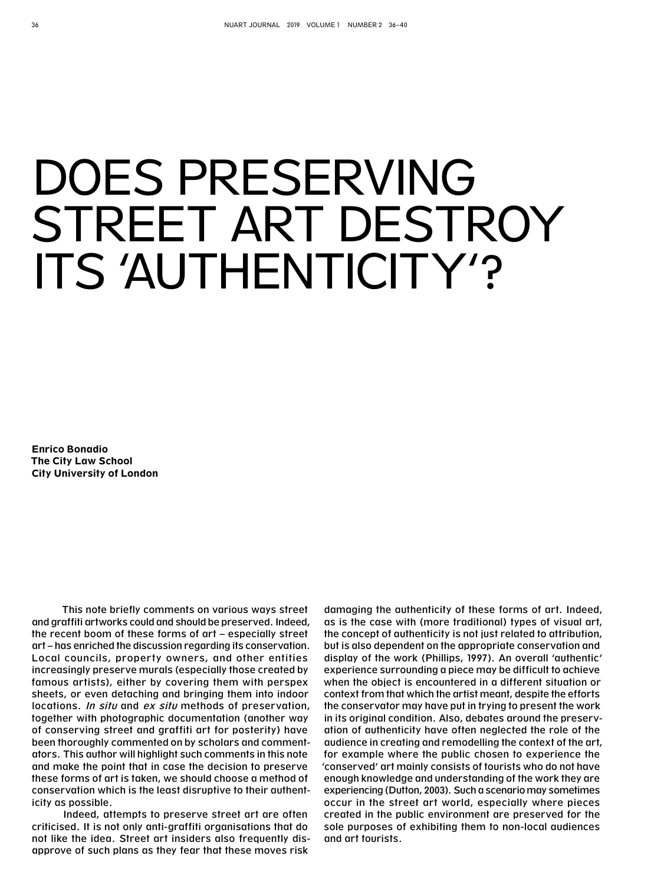# DOES PRESERVING STREET ART DESTROY ITS 'AUTHENTICITY'?

**Enrico Bonadio**
**The City Law School**
**City University of London**

This note briefly comments on various ways street and graffiti artworks could and should be preserved. Indeed, the recent boom of these forms of art – especially street art – has enriched the discussion regarding its conservation. Local councils, property owners, and other entities increasingly preserve murals (especially those created by famous artists), either by covering them with perspex sheets, or even detaching and bringing them into indoor locations. *In situ* and *ex situ* methods of preservation, together with photographic documentation (another way of conserving street and graffiti art for posterity) have been thoroughly commented on by scholars and commentators. This author will highlight such comments in this note and make the point that in case the decision to preserve these forms of art is taken, we should choose a method of conservation which is the least disruptive to their authenticity as possible.

Indeed, attempts to preserve street art are often criticised. It is not only anti-graffiti organisations that do not like the idea. Street art insiders also frequently disapprove of such plans as they fear that these moves risk damaging the authenticity of these forms of art. Indeed, as is the case with (more traditional) types of visual art, the concept of authenticity is not just related to attribution, but is also dependent on the appropriate conservation and display of the work (Phillips, 1997). An overall 'authentic' experience surrounding a piece may be difficult to achieve when the object is encountered in a different situation or context from that which the artist meant, despite the efforts the conservator may have put in trying to present the work in its original condition. Also, debates around the preservation of authenticity have often neglected the role of the audience in creating and remodelling the context of the art, for example where the public chosen to experience the 'conserved' art mainly consists of tourists who do not have enough knowledge and understanding of the work they are experiencing (Dutton, 2003). Such a scenario may sometimes occur in the street art world, especially where pieces created in the public environment are preserved for the sole purposes of exhibiting them to non-local audiences and art tourists.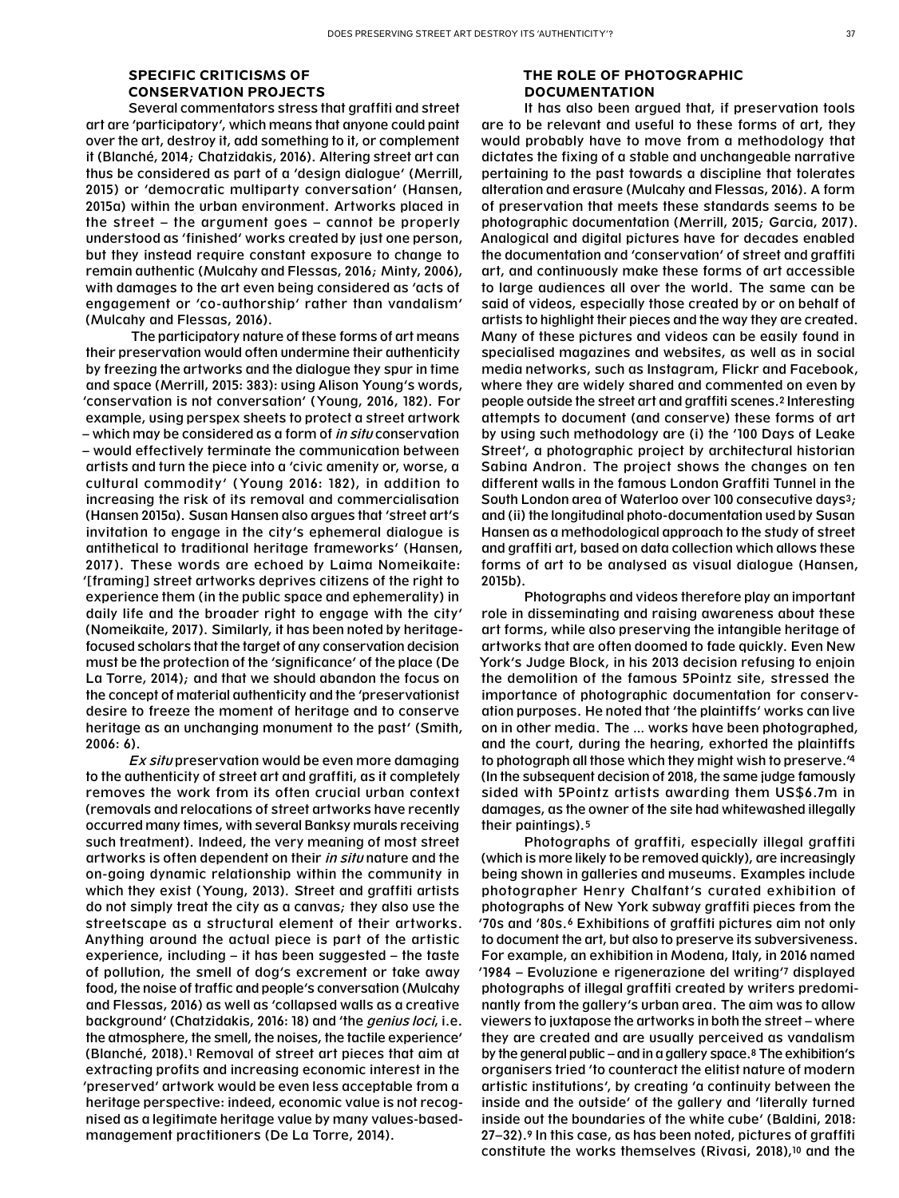## SPECIFIC CRITICISMS OF CONSERVATION PROJECTS

Several commentators stress that graffiti and street art are 'participatory', which means that anyone could paint over the art, destroy it, add something to it, or complement it (Blanché, 2014; Chatzidakis, 2016). Altering street art can thus be considered as part of a 'design dialogue' (Merrill, 2015) or 'democratic multiparty conversation' (Hansen, 2015a) within the urban environment. Artworks placed in the street – the argument goes – cannot be properly understood as 'finished' works created by just one person, but they instead require constant exposure to change to remain authentic (Mulcahy and Flessas, 2016; Minty, 2006), with damages to the art even being considered as 'acts of engagement or 'co-authorship' rather than vandalism' (Mulcahy and Flessas, 2016).

The participatory nature of these forms of art means their preservation would often undermine their authenticity by freezing the artworks and the dialogue they spur in time and space (Merrill, 2015: 383): using Alison Young's words, 'conservation is not conversation' (Young, 2016, 182). For example, using perspex sheets to protect a street artwork – which may be considered as a form of *in situ* conservation – would effectively terminate the communication between artists and turn the piece into a 'civic amenity or, worse, a cultural commodity' (Young 2016: 182), in addition to increasing the risk of its removal and commercialisation (Hansen 2015a). Susan Hansen also argues that 'street art's invitation to engage in the city's ephemeral dialogue is antithetical to traditional heritage frameworks' (Hansen, 2017). These words are echoed by Laima Nomeikaite: '[framing] street artworks deprives citizens of the right to experience them (in the public space and ephemerality) in daily life and the broader right to engage with the city' (Nomeikaite, 2017). Similarly, it has been noted by heritage-focused scholars that the target of any conservation decision must be the protection of the 'significance' of the place (De La Torre, 2014); and that we should abandon the focus on the concept of material authenticity and the 'preservationist desire to freeze the moment of heritage and to conserve heritage as an unchanging monument to the past' (Smith, 2006: 6).

*Ex situ* preservation would be even more damaging to the authenticity of street art and graffiti, as it completely removes the work from its often crucial urban context (removals and relocations of street artworks have recently occurred many times, with several Banksy murals receiving such treatment). Indeed, the very meaning of most street artworks is often dependent on their *in situ* nature and the on-going dynamic relationship within the community in which they exist (Young, 2013). Street and graffiti artists do not simply treat the city as a canvas; they also use the streetscape as a structural element of their artworks. Anything around the actual piece is part of the artistic experience, including – it has been suggested – the taste of pollution, the smell of dog's excrement or take away food, the noise of traffic and people's conversation (Mulcahy and Flessas, 2016) as well as 'collapsed walls as a creative background' (Chatzidakis, 2016: 18) and 'the *genius loci*, i.e. the atmosphere, the smell, the noises, the tactile experience' (Blanché, 2018).[1] Removal of street art pieces that aim at extracting profits and increasing economic interest in the 'preserved' artwork would be even less acceptable from a heritage perspective: indeed, economic value is not recognised as a legitimate heritage value by many values-based-management practitioners (De La Torre, 2014).

## THE ROLE OF PHOTOGRAPHIC DOCUMENTATION

It has also been argued that, if preservation tools are to be relevant and useful to these forms of art, they would probably have to move from a methodology that dictates the fixing of a stable and unchangeable narrative pertaining to the past towards a discipline that tolerates alteration and erasure (Mulcahy and Flessas, 2016). A form of preservation that meets these standards seems to be photographic documentation (Merrill, 2015; Garcia, 2017). Analogical and digital pictures have for decades enabled the documentation and 'conservation' of street and graffiti art, and continuously make these forms of art accessible to large audiences all over the world. The same can be said of videos, especially those created by or on behalf of artists to highlight their pieces and the way they are created. Many of these pictures and videos can be easily found in specialised magazines and websites, as well as in social media networks, such as Instagram, Flickr and Facebook, where they are widely shared and commented on even by people outside the street art and graffiti scenes.[2] Interesting attempts to document (and conserve) these forms of art by using such methodology are (i) the '100 Days of Leake Street', a photographic project by architectural historian Sabina Andron. The project shows the changes on ten different walls in the famous London Graffiti Tunnel in the South London area of Waterloo over 100 consecutive days[3]; and (ii) the longitudinal photo-documentation used by Susan Hansen as a methodological approach to the study of street and graffiti art, based on data collection which allows these forms of art to be analysed as visual dialogue (Hansen, 2015b).

Photographs and videos therefore play an important role in disseminating and raising awareness about these art forms, while also preserving the intangible heritage of artworks that are often doomed to fade quickly. Even New York's Judge Block, in his 2013 decision refusing to enjoin the demolition of the famous 5Pointz site, stressed the importance of photographic documentation for conservation purposes. He noted that 'the plaintiffs' works can live on in other media. The ... works have been photographed, and the court, during the hearing, exhorted the plaintiffs to photograph all those which they might wish to preserve.'[4] (In the subsequent decision of 2018, the same judge famously sided with 5Pointz artists awarding them US$6.7m in damages, as the owner of the site had whitewashed illegally their paintings).[5]

Photographs of graffiti, especially illegal graffiti (which is more likely to be removed quickly), are increasingly being shown in galleries and museums. Examples include photographer Henry Chalfant's curated exhibition of photographs of New York subway graffiti pieces from the '70s and '80s.[6] Exhibitions of graffiti pictures aim not only to document the art, but also to preserve its subversiveness. For example, an exhibition in Modena, Italy, in 2016 named '1984 – Evoluzione e rigenerazione del writing'[7] displayed photographs of illegal graffiti created by writers predominantly from the gallery's urban area. The aim was to allow viewers to juxtapose the artworks in both the street – where they are created and are usually perceived as vandalism by the general public – and in a gallery space.[8] The exhibition's organisers tried 'to counteract the elitist nature of modern artistic institutions', by creating 'a continuity between the inside and the outside' of the gallery and 'literally turned inside out the boundaries of the white cube' (Baldini, 2018: 27–32).[9] In this case, as has been noted, pictures of graffiti constitute the works themselves (Rivasi, 2018),[10] and the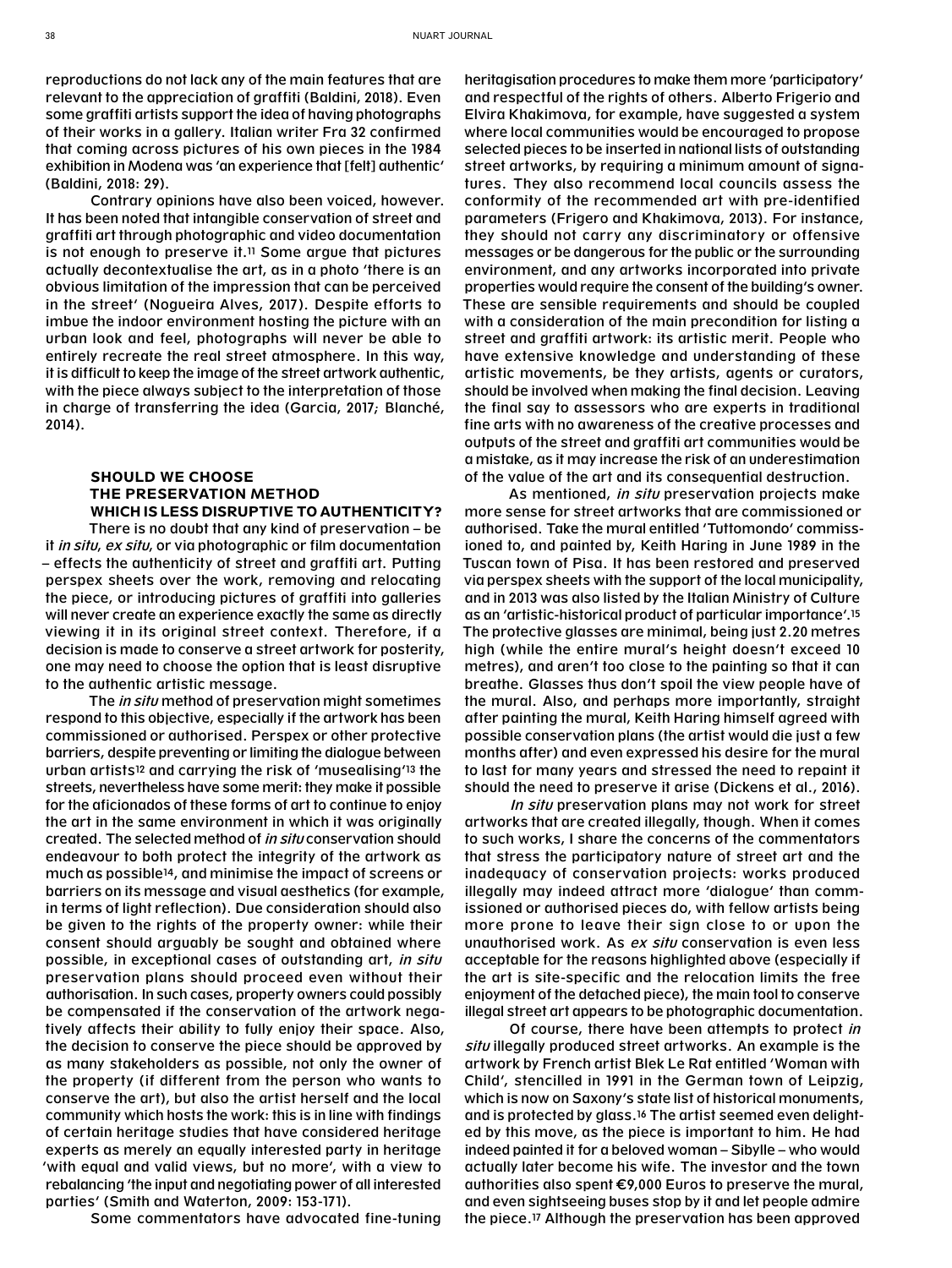reproductions do not lack any of the main features that are relevant to the appreciation of graffiti (Baldini, 2018). Even some graffiti artists support the idea of having photographs of their works in a gallery. Italian writer Fra 32 confirmed that coming across pictures of his own pieces in the 1984 exhibition in Modena was 'an experience that [felt] authentic' (Baldini, 2018: 29).

Contrary opinions have also been voiced, however. It has been noted that intangible conservation of street and graffiti art through photographic and video documentation is not enough to preserve it.[11] Some argue that pictures actually decontextualise the art, as in a photo 'there is an obvious limitation of the impression that can be perceived in the street' (Nogueira Alves, 2017). Despite efforts to imbue the indoor environment hosting the picture with an urban look and feel, photographs will never be able to entirely recreate the real street atmosphere. In this way, it is difficult to keep the image of the street artwork authentic, with the piece always subject to the interpretation of those in charge of transferring the idea (Garcia, 2017; Blanché, 2014).

### SHOULD WE CHOOSE THE PRESERVATION METHOD WHICH IS LESS DISRUPTIVE TO AUTHENTICITY?

There is no doubt that any kind of preservation – be it *in situ*, *ex situ*, or via photographic or film documentation – effects the authenticity of street and graffiti art. Putting perspex sheets over the work, removing and relocating the piece, or introducing pictures of graffiti into galleries will never create an experience exactly the same as directly viewing it in its original street context. Therefore, if a decision is made to conserve a street artwork for posterity, one may need to choose the option that is least disruptive to the authentic artistic message.

The *in situ* method of preservation might sometimes respond to this objective, especially if the artwork has been commissioned or authorised. Perspex or other protective barriers, despite preventing or limiting the dialogue between urban artists[12] and carrying the risk of 'musealising'[13] the streets, nevertheless have some merit: they make it possible for the aficionados of these forms of art to continue to enjoy the art in the same environment in which it was originally created. The selected method of *in situ* conservation should endeavour to both protect the integrity of the artwork as much as possible[14], and minimise the impact of screens or barriers on its message and visual aesthetics (for example, in terms of light reflection). Due consideration should also be given to the rights of the property owner: while their consent should arguably be sought and obtained where possible, in exceptional cases of outstanding art, *in situ* preservation plans should proceed even without their authorisation. In such cases, property owners could possibly be compensated if the conservation of the artwork negatively affects their ability to fully enjoy their space. Also, the decision to conserve the piece should be approved by as many stakeholders as possible, not only the owner of the property (if different from the person who wants to conserve the art), but also the artist herself and the local community which hosts the work: this is in line with findings of certain heritage studies that have considered heritage experts as merely an equally interested party in heritage 'with equal and valid views, but no more', with a view to rebalancing 'the input and negotiating power of all interested parties' (Smith and Waterton, 2009: 153-171).

Some commentators have advocated fine-tuning heritagisation procedures to make them more 'participatory' and respectful of the rights of others. Alberto Frigerio and Elvira Khakimova, for example, have suggested a system where local communities would be encouraged to propose selected pieces to be inserted in national lists of outstanding street artworks, by requiring a minimum amount of signatures. They also recommend local councils assess the conformity of the recommended art with pre-identified parameters (Frigero and Khakimova, 2013). For instance, they should not carry any discriminatory or offensive messages or be dangerous for the public or the surrounding environment, and any artworks incorporated into private properties would require the consent of the building's owner. These are sensible requirements and should be coupled with a consideration of the main precondition for listing a street and graffiti artwork: its artistic merit. People who have extensive knowledge and understanding of these artistic movements, be they artists, agents or curators, should be involved when making the final decision. Leaving the final say to assessors who are experts in traditional fine arts with no awareness of the creative processes and outputs of the street and graffiti art communities would be a mistake, as it may increase the risk of an underestimation of the value of the art and its consequential destruction.

As mentioned, *in situ* preservation projects make more sense for street artworks that are commissioned or authorised. Take the mural entitled 'Tuttomondo' commissioned to, and painted by, Keith Haring in June 1989 in the Tuscan town of Pisa. It has been restored and preserved via perspex sheets with the support of the local municipality, and in 2013 was also listed by the Italian Ministry of Culture as an 'artistic-historical product of particular importance'.[15] The protective glasses are minimal, being just 2.20 metres high (while the entire mural's height doesn't exceed 10 metres), and aren't too close to the painting so that it can breathe. Glasses thus don't spoil the view people have of the mural. Also, and perhaps more importantly, straight after painting the mural, Keith Haring himself agreed with possible conservation plans (the artist would die just a few months after) and even expressed his desire for the mural to last for many years and stressed the need to repaint it should the need to preserve it arise (Dickens et al., 2016).

*In situ* preservation plans may not work for street artworks that are created illegally, though. When it comes to such works, I share the concerns of the commentators that stress the participatory nature of street art and the inadequacy of conservation projects: works produced illegally may indeed attract more 'dialogue' than commissioned or authorised pieces do, with fellow artists being more prone to leave their sign close to or upon the unauthorised work. As *ex situ* conservation is even less acceptable for the reasons highlighted above (especially if the art is site-specific and the relocation limits the free enjoyment of the detached piece), the main tool to conserve illegal street art appears to be photographic documentation.

Of course, there have been attempts to protect *in situ* illegally produced street artworks. An example is the artwork by French artist Blek Le Rat entitled 'Woman with Child', stencilled in 1991 in the German town of Leipzig, which is now on Saxony's state list of historical monuments, and is protected by glass.[16] The artist seemed even delighted by this move, as the piece is important to him. He had indeed painted it for a beloved woman – Sibylle – who would actually later become his wife. The investor and the town authorities also spent €9,000 Euros to preserve the mural, and even sightseeing buses stop by it and let people admire the piece.[17] Although the preservation has been approved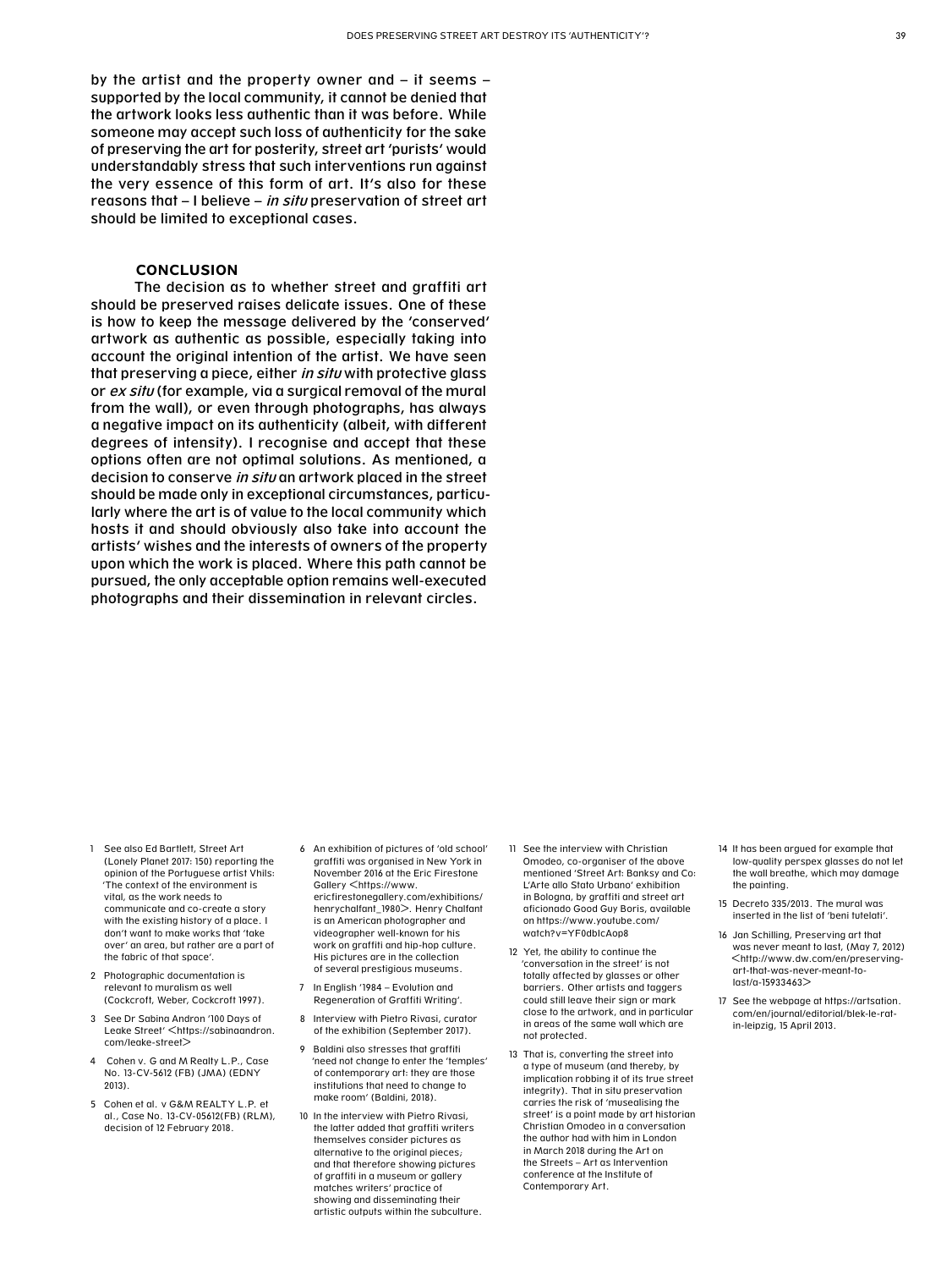by the artist and the property owner and – it seems – supported by the local community, it cannot be denied that the artwork looks less authentic than it was before. While someone may accept such loss of authenticity for the sake of preserving the art for posterity, street art 'purists' would understandably stress that such interventions run against the very essence of this form of art. It's also for these reasons that – I believe – *in situ* preservation of street art should be limited to exceptional cases.

## CONCLUSION

The decision as to whether street and graffiti art should be preserved raises delicate issues. One of these is how to keep the message delivered by the 'conserved' artwork as authentic as possible, especially taking into account the original intention of the artist. We have seen that preserving a piece, either *in situ* with protective glass or *ex situ* (for example, via a surgical removal of the mural from the wall), or even through photographs, has always a negative impact on its authenticity (albeit, with different degrees of intensity). I recognise and accept that these options often are not optimal solutions. As mentioned, a decision to conserve *in situ* an artwork placed in the street should be made only in exceptional circumstances, particularly where the art is of value to the local community which hosts it and should obviously also take into account the artists' wishes and the interests of owners of the property upon which the work is placed. Where this path cannot be pursued, the only acceptable option remains well-executed photographs and their dissemination in relevant circles.

---

1 See also Ed Bartlett, Street Art (Lonely Planet 2017: 150) reporting the opinion of the Portuguese artist Vhils: 'The context of the environment is vital, as the work needs to communicate and co-create a story with the existing history of a place. I don't want to make works that 'take over' an area, but rather are a part of the fabric of that space'.

2 Photographic documentation is relevant to muralism as well (Cockcroft, Weber, Cockcroft 1997).

3 See Dr Sabina Andron '100 Days of Leake Street' <https://sabinaandron.com/leake-street>

4 Cohen v. G and M Realty L.P., Case No. 13-CV-5612 (FB) (JMA) (EDNY 2013).

5 Cohen et al. v G&M REALTY L.P. et al., Case No. 13-CV-05612(FB) (RLM), decision of 12 February 2018.

6 An exhibition of pictures of 'old school' graffiti was organised in New York in November 2016 at the Eric Firestone Gallery <https://www.ericfirestonegallery.com/exhibitions/henrychalfant_1980>. Henry Chalfant is an American photographer and videographer well-known for his work on graffiti and hip-hop culture. His pictures are in the collection of several prestigious museums.

7 In English '1984 – Evolution and Regeneration of Graffiti Writing'.

8 Interview with Pietro Rivasi, curator of the exhibition (September 2017).

9 Baldini also stresses that graffiti 'need not change to enter the 'temples' of contemporary art: they are those institutions that need to change to make room' (Baldini, 2018).

10 In the interview with Pietro Rivasi, the latter added that graffiti writers themselves consider pictures as alternative to the original pieces; and that therefore showing pictures of graffiti in a museum or gallery matches writers' practice of showing and disseminating their artistic outputs within the subculture.

11 See the interview with Christian Omodeo, co-organiser of the above mentioned 'Street Art: Banksy and Co: L'Arte allo Stato Urbano' exhibition in Bologna, by graffiti and street art aficionado Good Guy Boris, available on https://www.youtube.com/watch?v=YF0dbIcAop8

12 Yet, the ability to continue the 'conversation in the street' is not totally affected by glasses or other barriers. Other artists and taggers could still leave their sign or mark close to the artwork, and in particular in areas of the same wall which are not protected.

13 That is, converting the street into a type of museum (and thereby, by implication robbing it of its true street integrity). That in situ preservation carries the risk of 'musealising the street' is a point made by art historian Christian Omodeo in a conversation the author had with him in London in March 2018 during the Art on the Streets – Art as Intervention conference at the Institute of Contemporary Art.

14 It has been argued for example that low-quality perspex glasses do not let the wall breathe, which may damage the painting.

15 Decreto 335/2013. The mural was inserted in the list of 'beni tutelati'.

16 Jan Schilling, Preserving art that was never meant to last, (May 7, 2012) <http://www.dw.com/en/preserving-art-that-was-never-meant-to-last/a-15933463>

17 See the webpage at https://artsation.com/en/journal/editorial/blek-le-rat-in-leipzig, 15 April 2013.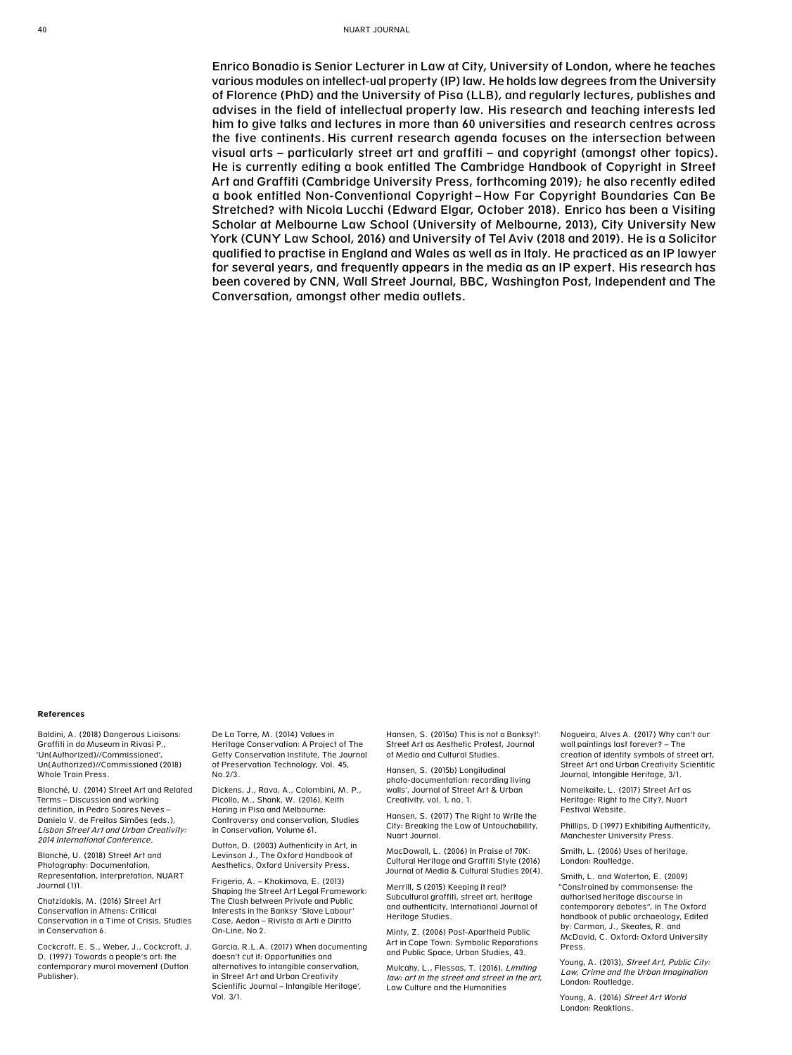Enrico Bonadio is Senior Lecturer in Law at City, University of London, where he teaches various modules on intellect-ual property (IP) law. He holds law degrees from the University of Florence (PhD) and the University of Pisa (LLB), and regularly lectures, publishes and advises in the field of intellectual property law. His research and teaching interests led him to give talks and lectures in more than 60 universities and research centres across the five continents. His current research agenda focuses on the intersection between visual arts – particularly street art and graffiti – and copyright (amongst other topics). He is currently editing a book entitled The Cambridge Handbook of Copyright in Street Art and Graffiti (Cambridge University Press, forthcoming 2019); he also recently edited a book entitled Non-Conventional Copyright – How Far Copyright Boundaries Can Be Stretched? with Nicola Lucchi (Edward Elgar, October 2018). Enrico has been a Visiting Scholar at Melbourne Law School (University of Melbourne, 2013), City University New York (CUNY Law School, 2016) and University of Tel Aviv (2018 and 2019). He is a Solicitor qualified to practise in England and Wales as well as in Italy. He practiced as an IP lawyer for several years, and frequently appears in the media as an IP expert. His research has been covered by CNN, Wall Street Journal, BBC, Washington Post, Independent and The Conversation, amongst other media outlets.

**References**

Baldini, A. (2018) Dangerous Liaisons: Graffiti in da Museum in Rivasi P., 'Un(Authorized)//Commissioned', Un(Authorized)//Commissioned (2018) Whole Train Press.

Blanché, U. (2014) Street Art and Related Terms – Discussion and working definition, in Pedro Soares Neves – Daniela V. de Freitas Simões (eds.), *Lisbon Street Art and Urban Creativity: 2014 International Conference*.

Blanché, U. (2018) Street Art and Photography: Documentation, Representation, Interpretation, NUART Journal (1)1.

Chatzidakis, M. (2016) Street Art Conservation in Athens: Critical Conservation in a Time of Crisis, Studies in Conservation 6.

Cockcroft, E. S., Weber, J., Cockcroft, J. D. (1997) Towards a people's art: the contemporary mural movement (Dutton Publisher).

De La Torre, M. (2014) Values in Heritage Conservation: A Project of The Getty Conservation Institute, The Journal of Preservation Technology, Vol. 45, No.2/3.

Dickens, J., Rava, A., Colombini, M. P., Picollo, M., Shank, W. (2016), Keith Haring in Pisa and Melbourne: Controversy and conservation, Studies in Conservation, Volume 61.

Dutton, D. (2003) Authenticity in Art, in Levinson J., The Oxford Handbook of Aesthetics, Oxford University Press.

Frigerio, A. – Khakimova, E. (2013) Shaping the Street Art Legal Framework: The Clash between Private and Public Interests in the Banksy 'Slave Labour' Case, Aedon – Rivista di Arti e Diritto On-Line, No 2.

Garcia, R.L.A. (2017) When documenting doesn't cut it: Opportunities and alternatives to intangible conservation, in Street Art and Urban Creativity Scientific Journal – Intangible Heritage', Vol. 3/1.

Hansen, S. (2015a) This is not a Banksy!': Street Art as Aesthetic Protest, Journal of Media and Cultural Studies.

Hansen, S. (2015b) Longitudinal photo-documentation: recording living walls', Journal of Street Art & Urban Creativity, vol. 1, no. 1.

Hansen, S. (2017) The Right to Write the City: Breaking the Law of Untouchability, Nuart Journal.

MacDowall, L. (2006) In Praise of 70K: Cultural Heritage and Graffiti Style (2016) Journal of Media & Cultural Studies 20(4).

Merrill, S (2015) Keeping it real? Subcultural graffiti, street art, heritage and authenticity, International Journal of Heritage Studies.

Minty, Z. (2006) Post-Apartheid Public Art in Cape Town: Symbolic Reparations and Public Space, Urban Studies, 43.

Mulcahy, L., Flessas, T. (2016), *Limiting law: art in the street and street in the art*, Law Culture and the Humanities

Nogueira, Alves A. (2017) Why can't our wall paintings last forever? – The creation of identity symbols of street art, Street Art and Urban Creativity Scientific Journal, Intangible Heritage, 3/1.

Nomeikaite, L. (2017) Street Art as Heritage: Right to the City?, Nuart Festival Website.

Phillips, D (1997) Exhibiting Authenticity, Manchester University Press.

Smith, L. (2006) Uses of heritage, London: Routledge.

Smith, L. and Waterton, E. (2009) "Constrained by commonsense: the authorised heritage discourse in contemporary debates", in The Oxford handbook of public archaeology, Edited by: Carman, J., Skeates, R. and McDavid, C. Oxford: Oxford University Press.

Young, A. (2013), *Street Art, Public City: Law, Crime and the Urban Imagination* London: Routledge.

Young, A. (2016) *Street Art World* London: Reaktions.